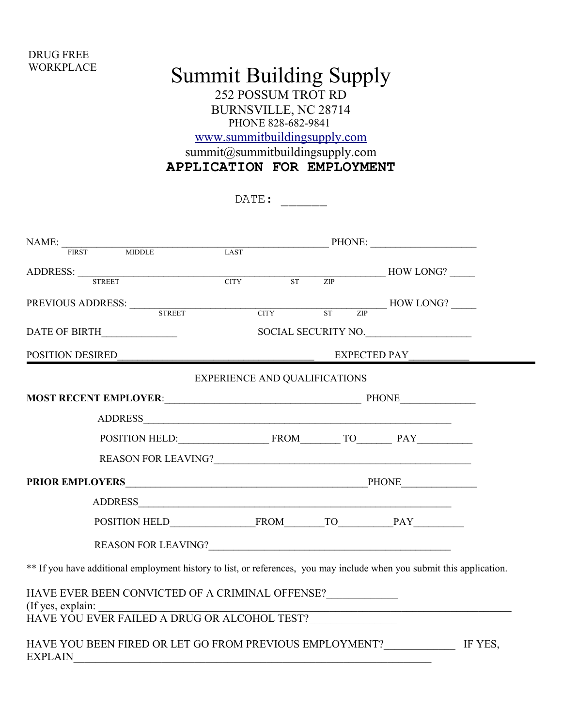DRUG FREE WORKPLACE

# Summit Building Supply

252 POSSUM TROT RD
BURNSVILLE, NC 28714
PHONE 828-682-9841
www.summitbuildingsupply.com
summit@summitbuildingsupply.com

## APPLICATION FOR EMPLOYMENT

DATE: ______

NAME: ______________________________________________ PHONE: ____________________
FIRST MIDDLE LAST

ADDRESS: ______________________________________________ HOW LONG? _____
STREET CITY ST ZIP

PREVIOUS ADDRESS: ______________________________________ HOW LONG? _____
STREET CITY ST ZIP

DATE OF BIRTH______________ SOCIAL SECURITY NO.____________________

POSITION DESIRED_____________________________________ EXPECTED PAY___________

---

EXPERIENCE AND QUALIFICATIONS

**MOST RECENT EMPLOYER**:____________________________________ PHONE______________

ADDRESS__________________________________________________________

POSITION HELD:________________ FROM_______ TO______ PAY__________

REASON FOR LEAVING?________________________________________________

**PRIOR EMPLOYERS**_____________________________________________PHONE______________

ADDRESS__________________________________________________________

POSITION HELD_______________FROM_______TO__________PAY_________

REASON FOR LEAVING?_____________________________________________

** If you have additional employment history to list, or references, you may include when you submit this application.

HAVE EVER BEEN CONVICTED OF A CRIMINAL OFFENSE?____________
(If yes, explain: ______________________________________________________________________________
HAVE YOU EVER FAILED A DRUG OR ALCOHOL TEST?_______________

HAVE YOU BEEN FIRED OR LET GO FROM PREVIOUS EMPLOYMENT?____________ IF YES, EXPLAIN_________________________________________________________________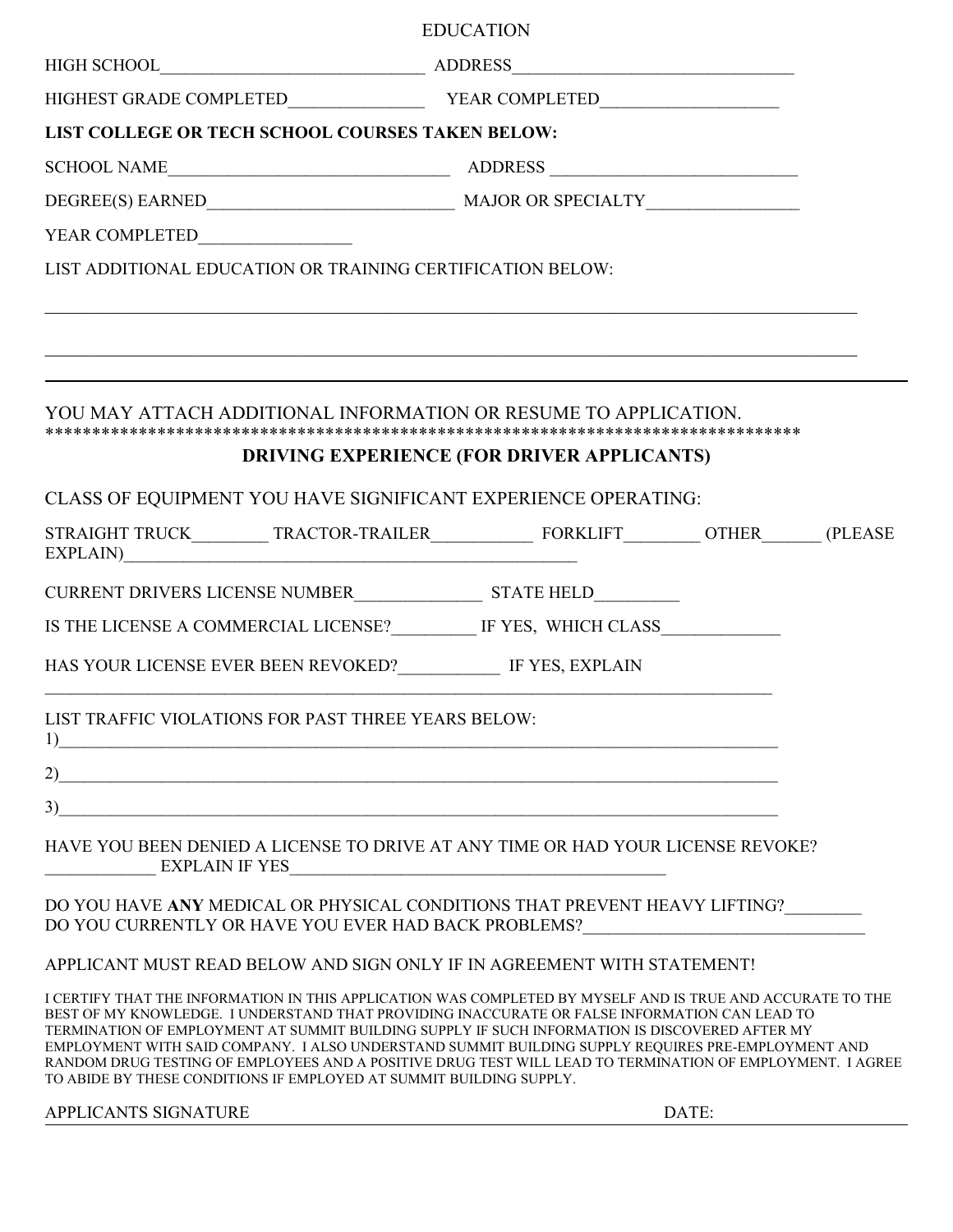# EDUCATION

HIGH SCHOOL_______________________________ ADDRESS_________________________________

HIGHEST GRADE COMPLETED________________ YEAR COMPLETED_____________________

**LIST COLLEGE OR TECH SCHOOL COURSES TAKEN BELOW:**

SCHOOL NAME_________________________________ ADDRESS ____________________________

DEGREE(S) EARNED____________________________ MAJOR OR SPECIALTY__________________

YEAR COMPLETED__________________

LIST ADDITIONAL EDUCATION OR TRAINING CERTIFICATION BELOW:

_____________________________________________________________________________________________

_____________________________________________________________________________________________

---

YOU MAY ATTACH ADDITIONAL INFORMATION OR RESUME TO APPLICATION.

*********************************************************************************

## DRIVING EXPERIENCE (FOR DRIVER APPLICANTS)

CLASS OF EQUIPMENT YOU HAVE SIGNIFICANT EXPERIENCE OPERATING:

STRAIGHT TRUCK_________ TRACTOR-TRAILER____________ FORKLIFT_________ OTHER_______ (PLEASE EXPLAIN)_______________________________________________________

CURRENT DRIVERS LICENSE NUMBER_______________ STATE HELD__________

IS THE LICENSE A COMMERCIAL LICENSE?__________ IF YES, WHICH CLASS______________

HAS YOUR LICENSE EVER BEEN REVOKED?____________ IF YES, EXPLAIN

_________________________________________________________________________________________

LIST TRAFFIC VIOLATIONS FOR PAST THREE YEARS BELOW:

1)_________________________________________________________________________________________

2)_________________________________________________________________________________________

3)_________________________________________________________________________________________

HAVE YOU BEEN DENIED A LICENSE TO DRIVE AT ANY TIME OR HAD YOUR LICENSE REVOKE?
_____________ EXPLAIN IF YES_____________________________________________

DO YOU HAVE **ANY** MEDICAL OR PHYSICAL CONDITIONS THAT PREVENT HEAVY LIFTING?_________
DO YOU CURRENTLY OR HAVE YOU EVER HAD BACK PROBLEMS?_________________________________

APPLICANT MUST READ BELOW AND SIGN ONLY IF IN AGREEMENT WITH STATEMENT!

I CERTIFY THAT THE INFORMATION IN THIS APPLICATION WAS COMPLETED BY MYSELF AND IS TRUE AND ACCURATE TO THE BEST OF MY KNOWLEDGE. I UNDERSTAND THAT PROVIDING INACCURATE OR FALSE INFORMATION CAN LEAD TO TERMINATION OF EMPLOYMENT AT SUMMIT BUILDING SUPPLY IF SUCH INFORMATION IS DISCOVERED AFTER MY EMPLOYMENT WITH SAID COMPANY. I ALSO UNDERSTAND SUMMIT BUILDING SUPPLY REQUIRES PRE-EMPLOYMENT AND RANDOM DRUG TESTING OF EMPLOYEES AND A POSITIVE DRUG TEST WILL LEAD TO TERMINATION OF EMPLOYMENT. I AGREE TO ABIDE BY THESE CONDITIONS IF EMPLOYED AT SUMMIT BUILDING SUPPLY.

APPLICANTS SIGNATURE _____________________________________________ DATE: ______________